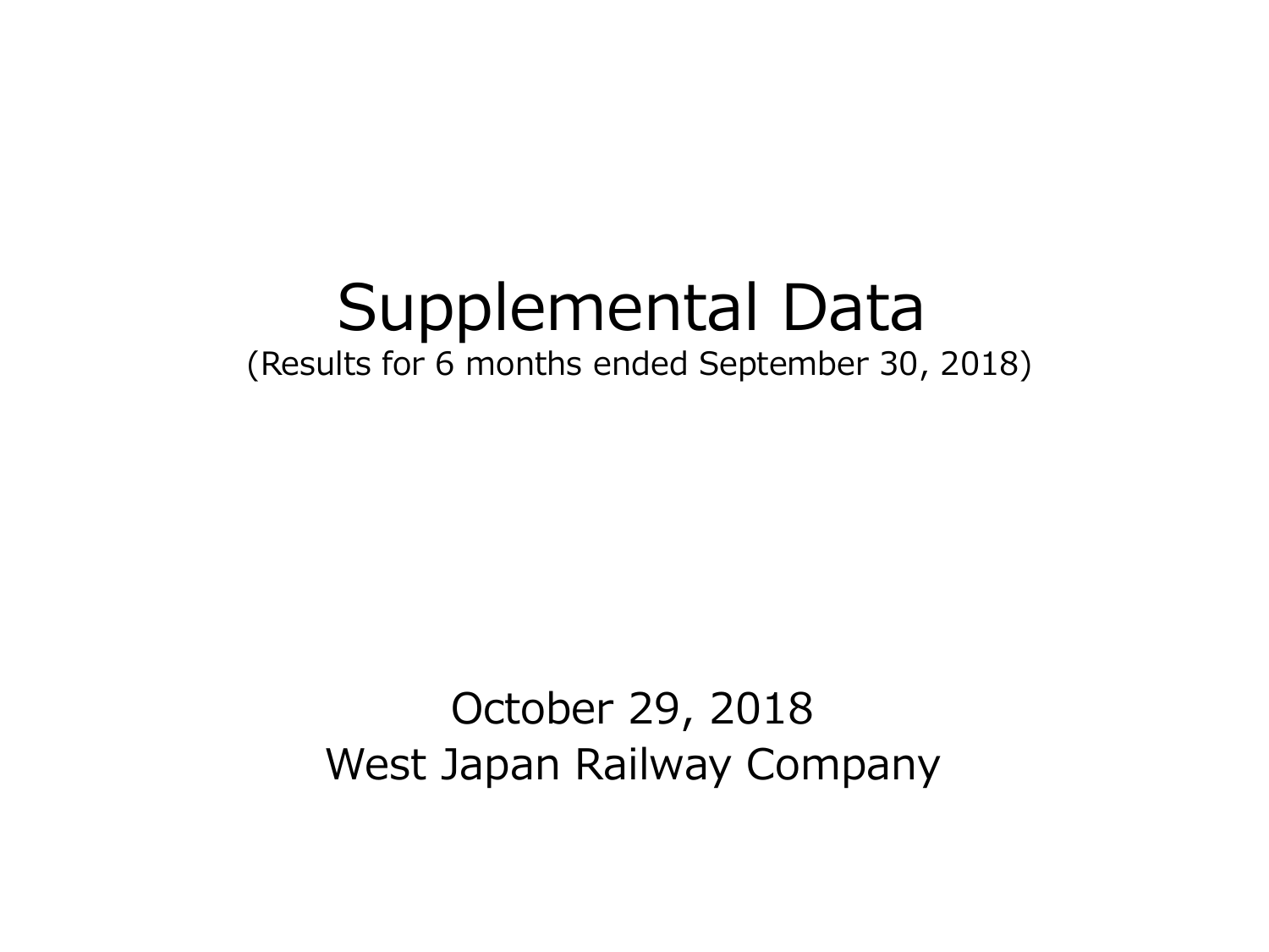# Supplemental Data

(Results for 6 months ended September 30, 2018)

October 29, 2018

West Japan Railway Company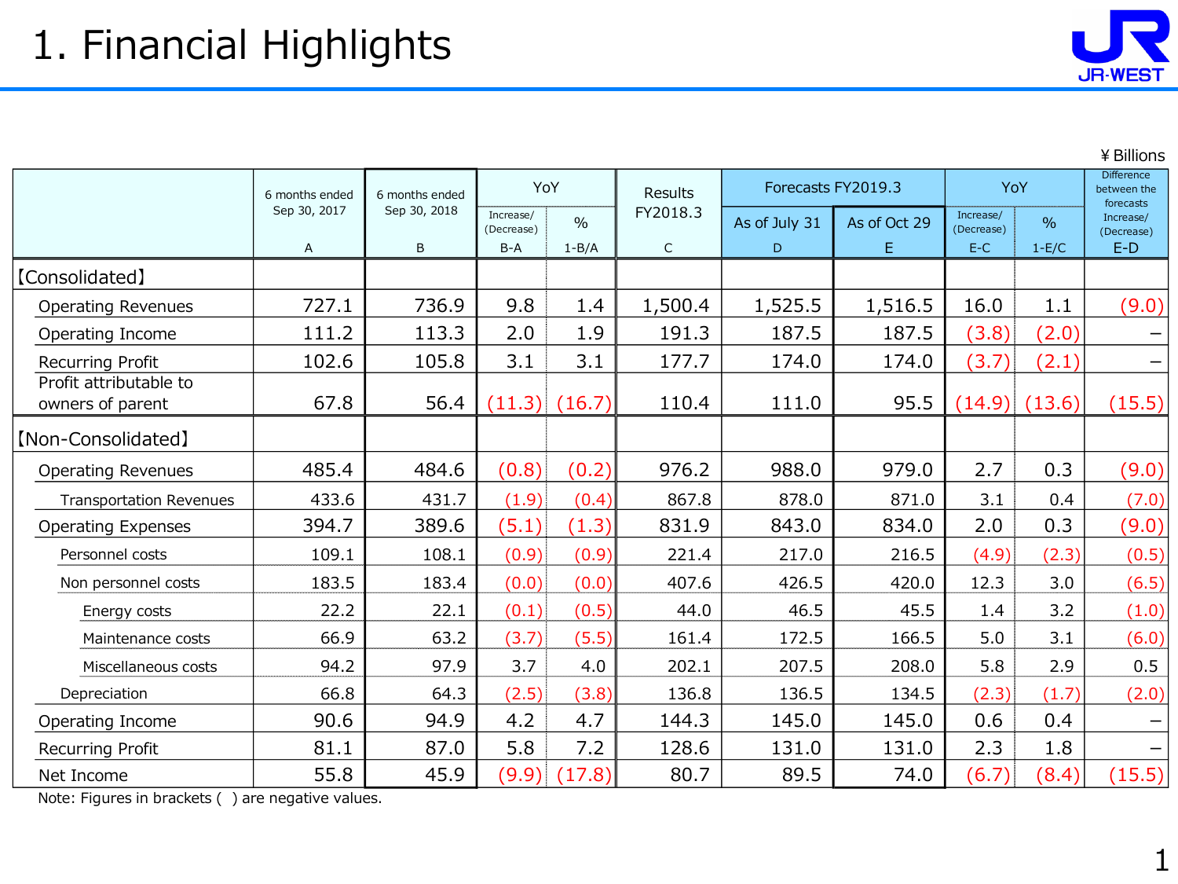# 1. Financial Highlights

¥ Billions

| | 6 months ended Sep 30, 2017 A | 6 months ended Sep 30, 2018 B | YoY Increase/ (Decrease) B-A | YoY % 1-B/A | Results FY2018.3 C | Forecasts FY2019.3 As of July 31 D | Forecasts FY2019.3 As of Oct 29 E | YoY Increase/ (Decrease) E-C | YoY % 1-E/C | Difference between the forecasts Increase/ (Decrease) E-D |
|---|---|---|---|---|---|---|---|---|---|---|
| 【Consolidated】 | | | | | | | | | | |
| Operating Revenues | 727.1 | 736.9 | 9.8 | 1.4 | 1,500.4 | 1,525.5 | 1,516.5 | 16.0 | 1.1 | (9.0) |
| Operating Income | 111.2 | 113.3 | 2.0 | 1.9 | 191.3 | 187.5 | 187.5 | (3.8) | (2.0) | – |
| Recurring Profit | 102.6 | 105.8 | 3.1 | 3.1 | 177.7 | 174.0 | 174.0 | (3.7) | (2.1) | – |
| Profit attributable to owners of parent | 67.8 | 56.4 | (11.3) | (16.7) | 110.4 | 111.0 | 95.5 | (14.9) | (13.6) | (15.5) |
| 【Non-Consolidated】 | | | | | | | | | | |
| Operating Revenues | 485.4 | 484.6 | (0.8) | (0.2) | 976.2 | 988.0 | 979.0 | 2.7 | 0.3 | (9.0) |
| Transportation Revenues | 433.6 | 431.7 | (1.9) | (0.4) | 867.8 | 878.0 | 871.0 | 3.1 | 0.4 | (7.0) |
| Operating Expenses | 394.7 | 389.6 | (5.1) | (1.3) | 831.9 | 843.0 | 834.0 | 2.0 | 0.3 | (9.0) |
| Personnel costs | 109.1 | 108.1 | (0.9) | (0.9) | 221.4 | 217.0 | 216.5 | (4.9) | (2.3) | (0.5) |
| Non personnel costs | 183.5 | 183.4 | (0.0) | (0.0) | 407.6 | 426.5 | 420.0 | 12.3 | 3.0 | (6.5) |
| Energy costs | 22.2 | 22.1 | (0.1) | (0.5) | 44.0 | 46.5 | 45.5 | 1.4 | 3.2 | (1.0) |
| Maintenance costs | 66.9 | 63.2 | (3.7) | (5.5) | 161.4 | 172.5 | 166.5 | 5.0 | 3.1 | (6.0) |
| Miscellaneous costs | 94.2 | 97.9 | 3.7 | 4.0 | 202.1 | 207.5 | 208.0 | 5.8 | 2.9 | 0.5 |
| Depreciation | 66.8 | 64.3 | (2.5) | (3.8) | 136.8 | 136.5 | 134.5 | (2.3) | (1.7) | (2.0) |
| Operating Income | 90.6 | 94.9 | 4.2 | 4.7 | 144.3 | 145.0 | 145.0 | 0.6 | 0.4 | – |
| Recurring Profit | 81.1 | 87.0 | 5.8 | 7.2 | 128.6 | 131.0 | 131.0 | 2.3 | 1.8 | – |
| Net Income | 55.8 | 45.9 | (9.9) | (17.8) | 80.7 | 89.5 | 74.0 | (6.7) | (8.4) | (15.5) |

Note: Figures in brackets ( ) are negative values.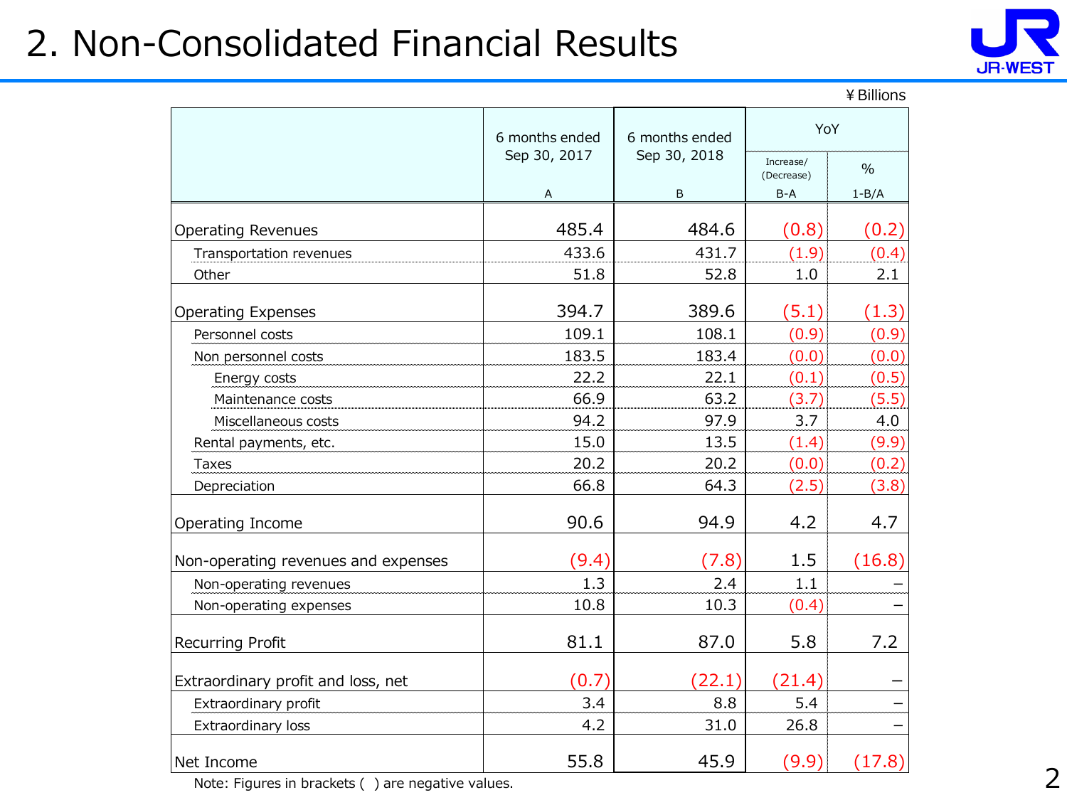# 2. Non-Consolidated Financial Results

¥Billions

| | 6 months ended Sep 30, 2017 | 6 months ended Sep 30, 2018 | YoY | |
|---|---|---|---|---|
| | | | Increase/ (Decrease) | % |
| | A | B | B-A | 1-B/A |
| Operating Revenues | 485.4 | 484.6 | (0.8) | (0.2) |
| Transportation revenues | 433.6 | 431.7 | (1.9) | (0.4) |
| Other | 51.8 | 52.8 | 1.0 | 2.1 |
| Operating Expenses | 394.7 | 389.6 | (5.1) | (1.3) |
| Personnel costs | 109.1 | 108.1 | (0.9) | (0.9) |
| Non personnel costs | 183.5 | 183.4 | (0.0) | (0.0) |
| Energy costs | 22.2 | 22.1 | (0.1) | (0.5) |
| Maintenance costs | 66.9 | 63.2 | (3.7) | (5.5) |
| Miscellaneous costs | 94.2 | 97.9 | 3.7 | 4.0 |
| Rental payments, etc. | 15.0 | 13.5 | (1.4) | (9.9) |
| Taxes | 20.2 | 20.2 | (0.0) | (0.2) |
| Depreciation | 66.8 | 64.3 | (2.5) | (3.8) |
| Operating Income | 90.6 | 94.9 | 4.2 | 4.7 |
| Non-operating revenues and expenses | (9.4) | (7.8) | 1.5 | (16.8) |
| Non-operating revenues | 1.3 | 2.4 | 1.1 | – |
| Non-operating expenses | 10.8 | 10.3 | (0.4) | – |
| Recurring Profit | 81.1 | 87.0 | 5.8 | 7.2 |
| Extraordinary profit and loss, net | (0.7) | (22.1) | (21.4) | – |
| Extraordinary profit | 3.4 | 8.8 | 5.4 | – |
| Extraordinary loss | 4.2 | 31.0 | 26.8 | – |
| Net Income | 55.8 | 45.9 | (9.9) | (17.8) |

Note: Figures in brackets ( ) are negative values.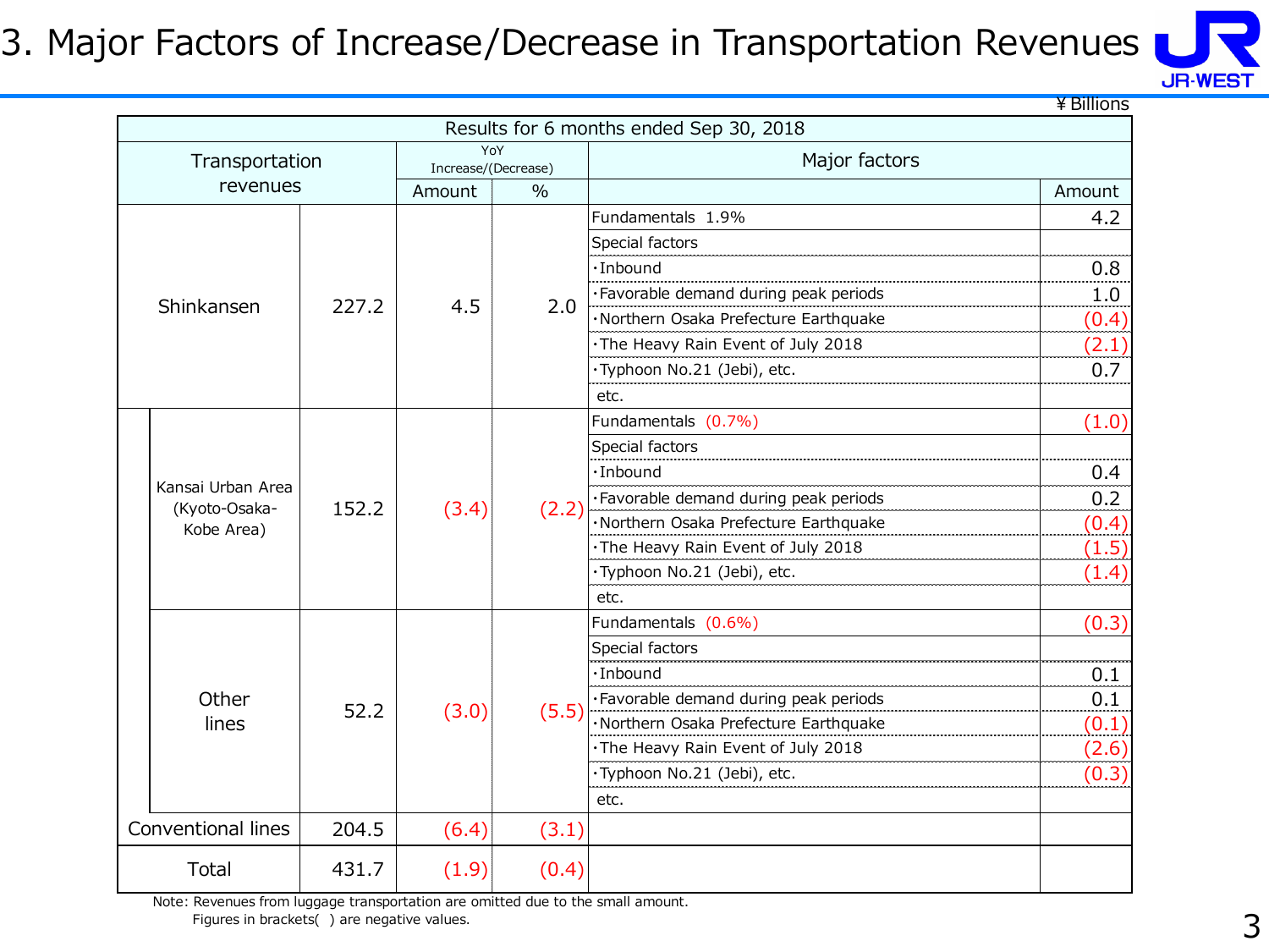# 3. Major Factors of Increase/Decrease in Transportation Revenues

¥ Billions

| Results for 6 months ended Sep 30, 2018 | | | | | | |
|---|---|---|---|---|---|---|
| Transportation revenues | | | YoY Increase/(Decrease) | | Major factors | |
| | | | Amount | % | | Amount |
| Shinkansen | | 227.2 | 4.5 | 2.0 | Fundamentals 1.9% | 4.2 |
| | | | | | Special factors | |
| | | | | | ・Inbound | 0.8 |
| | | | | | ・Favorable demand during peak periods | 1.0 |
| | | | | | ・Northern Osaka Prefecture Earthquake | (0.4) |
| | | | | | ・The Heavy Rain Event of July 2018 | (2.1) |
| | | | | | ・Typhoon No.21 (Jebi), etc. | 0.7 |
| | | | | | etc. | |
| | Kansai Urban Area (Kyoto-Osaka-Kobe Area) | 152.2 | (3.4) | (2.2) | Fundamentals (0.7%) | (1.0) |
| | | | | | Special factors | |
| | | | | | ・Inbound | 0.4 |
| | | | | | ・Favorable demand during peak periods | 0.2 |
| | | | | | ・Northern Osaka Prefecture Earthquake | (0.4) |
| | | | | | ・The Heavy Rain Event of July 2018 | (1.5) |
| | | | | | ・Typhoon No.21 (Jebi), etc. | (1.4) |
| | | | | | etc. | |
| | Other lines | 52.2 | (3.0) | (5.5) | Fundamentals (0.6%) | (0.3) |
| | | | | | Special factors | |
| | | | | | ・Inbound | 0.1 |
| | | | | | ・Favorable demand during peak periods | 0.1 |
| | | | | | ・Northern Osaka Prefecture Earthquake | (0.1) |
| | | | | | ・The Heavy Rain Event of July 2018 | (2.6) |
| | | | | | ・Typhoon No.21 (Jebi), etc. | (0.3) |
| | | | | | etc. | |
| Conventional lines | | 204.5 | (6.4) | (3.1) | | |
| Total | | 431.7 | (1.9) | (0.4) | | |

Note: Revenues from luggage transportation are omitted due to the small amount.
Figures in brackets( ) are negative values.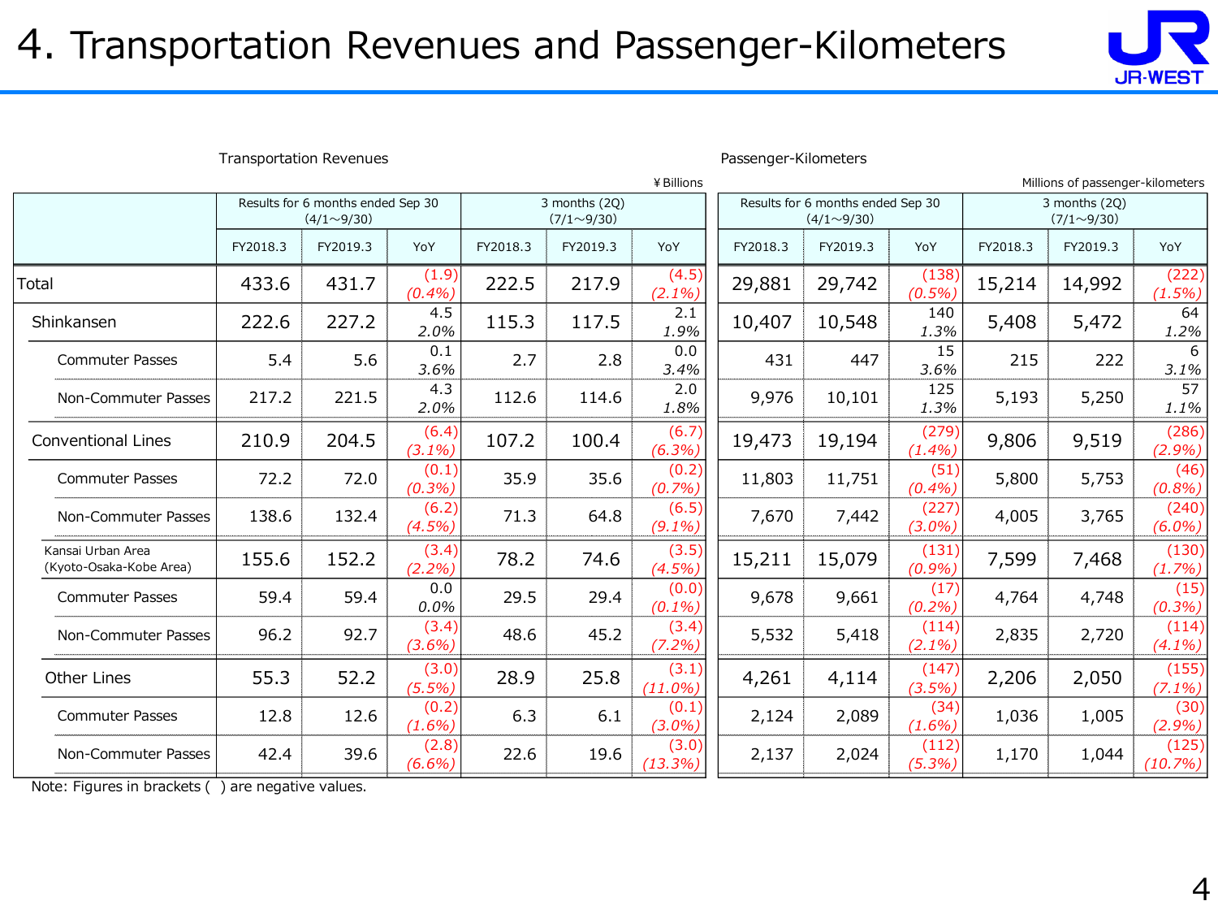# 4. Transportation Revenues and Passenger-Kilometers

JR-WEST

Transportation Revenues

¥Billions

| | Results for 6 months ended Sep 30 (4/1～9/30) | | | 3 months (2Q) (7/1～9/30) | | |
|---|---|---|---|---|---|---|
| | FY2018.3 | FY2019.3 | YoY | FY2018.3 | FY2019.3 | YoY |
| Total | 433.6 | 431.7 | (1.9) (0.4%) | 222.5 | 217.9 | (4.5) (2.1%) |
| Shinkansen | 222.6 | 227.2 | 4.5 2.0% | 115.3 | 117.5 | 2.1 1.9% |
| Commuter Passes | 5.4 | 5.6 | 0.1 3.6% | 2.7 | 2.8 | 0.0 3.4% |
| Non-Commuter Passes | 217.2 | 221.5 | 4.3 2.0% | 112.6 | 114.6 | 2.0 1.8% |
| Conventional Lines | 210.9 | 204.5 | (6.4) (3.1%) | 107.2 | 100.4 | (6.7) (6.3%) |
| Commuter Passes | 72.2 | 72.0 | (0.1) (0.3%) | 35.9 | 35.6 | (0.2) (0.7%) |
| Non-Commuter Passes | 138.6 | 132.4 | (6.2) (4.5%) | 71.3 | 64.8 | (6.5) (9.1%) |
| Kansai Urban Area (Kyoto-Osaka-Kobe Area) | 155.6 | 152.2 | (3.4) (2.2%) | 78.2 | 74.6 | (3.5) (4.5%) |
| Commuter Passes | 59.4 | 59.4 | 0.0 0.0% | 29.5 | 29.4 | (0.0) (0.1%) |
| Non-Commuter Passes | 96.2 | 92.7 | (3.4) (3.6%) | 48.6 | 45.2 | (3.4) (7.2%) |
| Other Lines | 55.3 | 52.2 | (3.0) (5.5%) | 28.9 | 25.8 | (3.1) (11.0%) |
| Commuter Passes | 12.8 | 12.6 | (0.2) (1.6%) | 6.3 | 6.1 | (0.1) (3.0%) |
| Non-Commuter Passes | 42.4 | 39.6 | (2.8) (6.6%) | 22.6 | 19.6 | (3.0) (13.3%) |

Passenger-Kilometers

Millions of passenger-kilometers

| | Results for 6 months ended Sep 30 (4/1～9/30) | | | 3 months (2Q) (7/1～9/30) | | |
|---|---|---|---|---|---|---|
| | FY2018.3 | FY2019.3 | YoY | FY2018.3 | FY2019.3 | YoY |
| Total | 29,881 | 29,742 | (138) (0.5%) | 15,214 | 14,992 | (222) (1.5%) |
| Shinkansen | 10,407 | 10,548 | 140 1.3% | 5,408 | 5,472 | 64 1.2% |
| Commuter Passes | 431 | 447 | 15 3.6% | 215 | 222 | 6 3.1% |
| Non-Commuter Passes | 9,976 | 10,101 | 125 1.3% | 5,193 | 5,250 | 57 1.1% |
| Conventional Lines | 19,473 | 19,194 | (279) (1.4%) | 9,806 | 9,519 | (286) (2.9%) |
| Commuter Passes | 11,803 | 11,751 | (51) (0.4%) | 5,800 | 5,753 | (46) (0.8%) |
| Non-Commuter Passes | 7,670 | 7,442 | (227) (3.0%) | 4,005 | 3,765 | (240) (6.0%) |
| Kansai Urban Area (Kyoto-Osaka-Kobe Area) | 15,211 | 15,079 | (131) (0.9%) | 7,599 | 7,468 | (130) (1.7%) |
| Commuter Passes | 9,678 | 9,661 | (17) (0.2%) | 4,764 | 4,748 | (15) (0.3%) |
| Non-Commuter Passes | 5,532 | 5,418 | (114) (2.1%) | 2,835 | 2,720 | (114) (4.1%) |
| Other Lines | 4,261 | 4,114 | (147) (3.5%) | 2,206 | 2,050 | (155) (7.1%) |
| Commuter Passes | 2,124 | 2,089 | (34) (1.6%) | 1,036 | 1,005 | (30) (2.9%) |
| Non-Commuter Passes | 2,137 | 2,024 | (112) (5.3%) | 1,170 | 1,044 | (125) (10.7%) |

Note: Figures in brackets ( ) are negative values.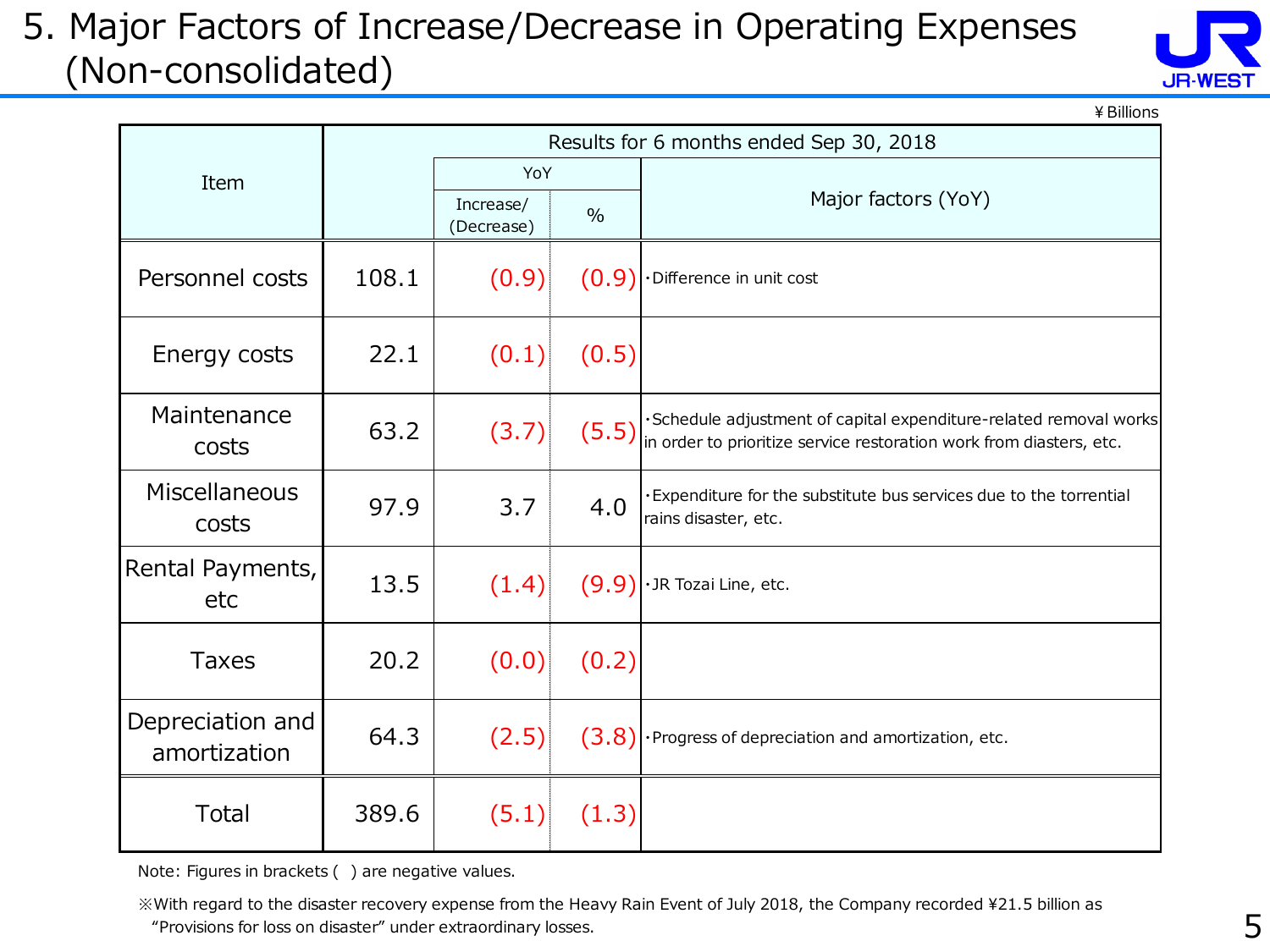# 5. Major Factors of Increase/Decrease in Operating Expenses (Non-consolidated)

¥Billions

| Item | Results for 6 months ended Sep 30, 2018 | | | |
|---|---|---|---|---|
| | | YoY | | Major factors (YoY) |
| | | Increase/ (Decrease) | % | |
| Personnel costs | 108.1 | (0.9) | (0.9) | ・Difference in unit cost |
| Energy costs | 22.1 | (0.1) | (0.5) | |
| Maintenance costs | 63.2 | (3.7) | (5.5) | ・Schedule adjustment of capital expenditure-related removal works in order to prioritize service restoration work from diasters, etc. |
| Miscellaneous costs | 97.9 | 3.7 | 4.0 | ・Expenditure for the substitute bus services due to the torrential rains disaster, etc. |
| Rental Payments, etc | 13.5 | (1.4) | (9.9) | ・JR Tozai Line, etc. |
| Taxes | 20.2 | (0.0) | (0.2) | |
| Depreciation and amortization | 64.3 | (2.5) | (3.8) | ・Progress of depreciation and amortization, etc. |
| Total | 389.6 | (5.1) | (1.3) | |

Note: Figures in brackets ( ) are negative values.

※With regard to the disaster recovery expense from the Heavy Rain Event of July 2018, the Company recorded ¥21.5 billion as "Provisions for loss on disaster" under extraordinary losses.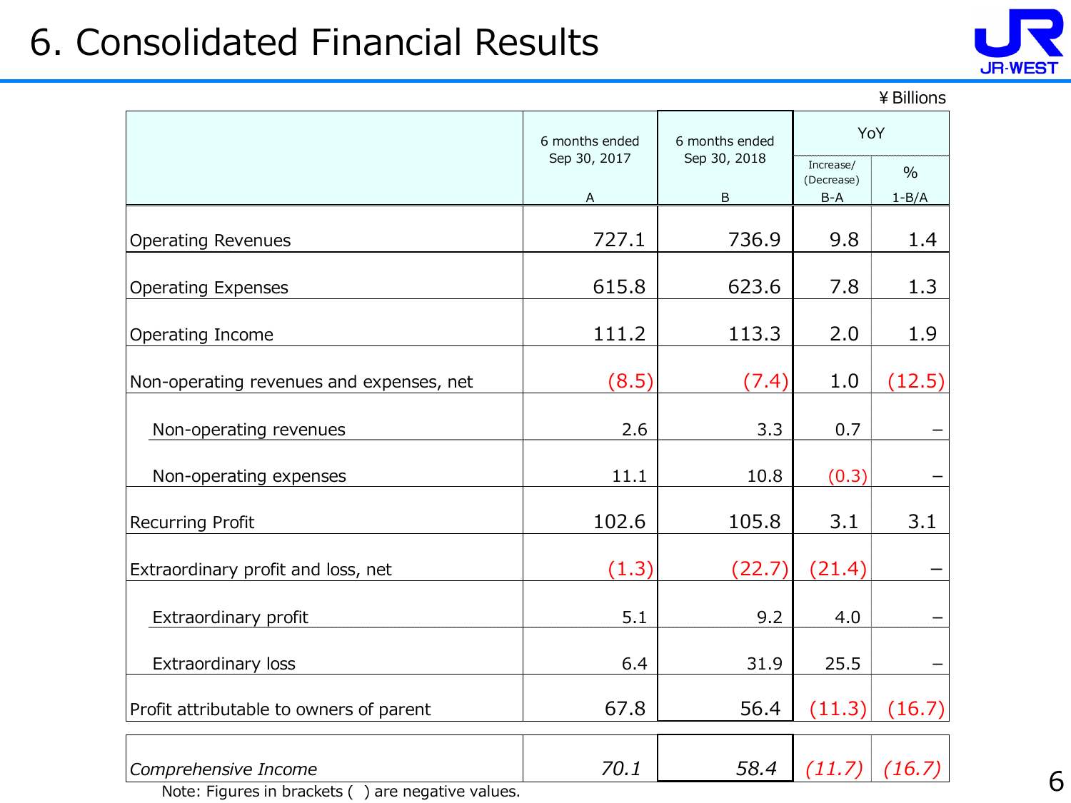# 6. Consolidated Financial Results

¥Billions

| | 6 months ended Sep 30, 2017<br>A | 6 months ended Sep 30, 2018<br>B | YoY | |
|---|---|---|---|---|
| | | | Increase/ (Decrease)<br>B-A | %<br>1-B/A |
| Operating Revenues | 727.1 | 736.9 | 9.8 | 1.4 |
| Operating Expenses | 615.8 | 623.6 | 7.8 | 1.3 |
| Operating Income | 111.2 | 113.3 | 2.0 | 1.9 |
| Non-operating revenues and expenses, net | (8.5) | (7.4) | 1.0 | (12.5) |
| Non-operating revenues | 2.6 | 3.3 | 0.7 | – |
| Non-operating expenses | 11.1 | 10.8 | (0.3) | – |
| Recurring Profit | 102.6 | 105.8 | 3.1 | 3.1 |
| Extraordinary profit and loss, net | (1.3) | (22.7) | (21.4) | – |
| Extraordinary profit | 5.1 | 9.2 | 4.0 | – |
| Extraordinary loss | 6.4 | 31.9 | 25.5 | – |
| Profit attributable to owners of parent | 67.8 | 56.4 | (11.3) | (16.7) |
| *Comprehensive Income* | *70.1* | *58.4* | *(11.7)* | *(16.7)* |

Note: Figures in brackets ( ) are negative values.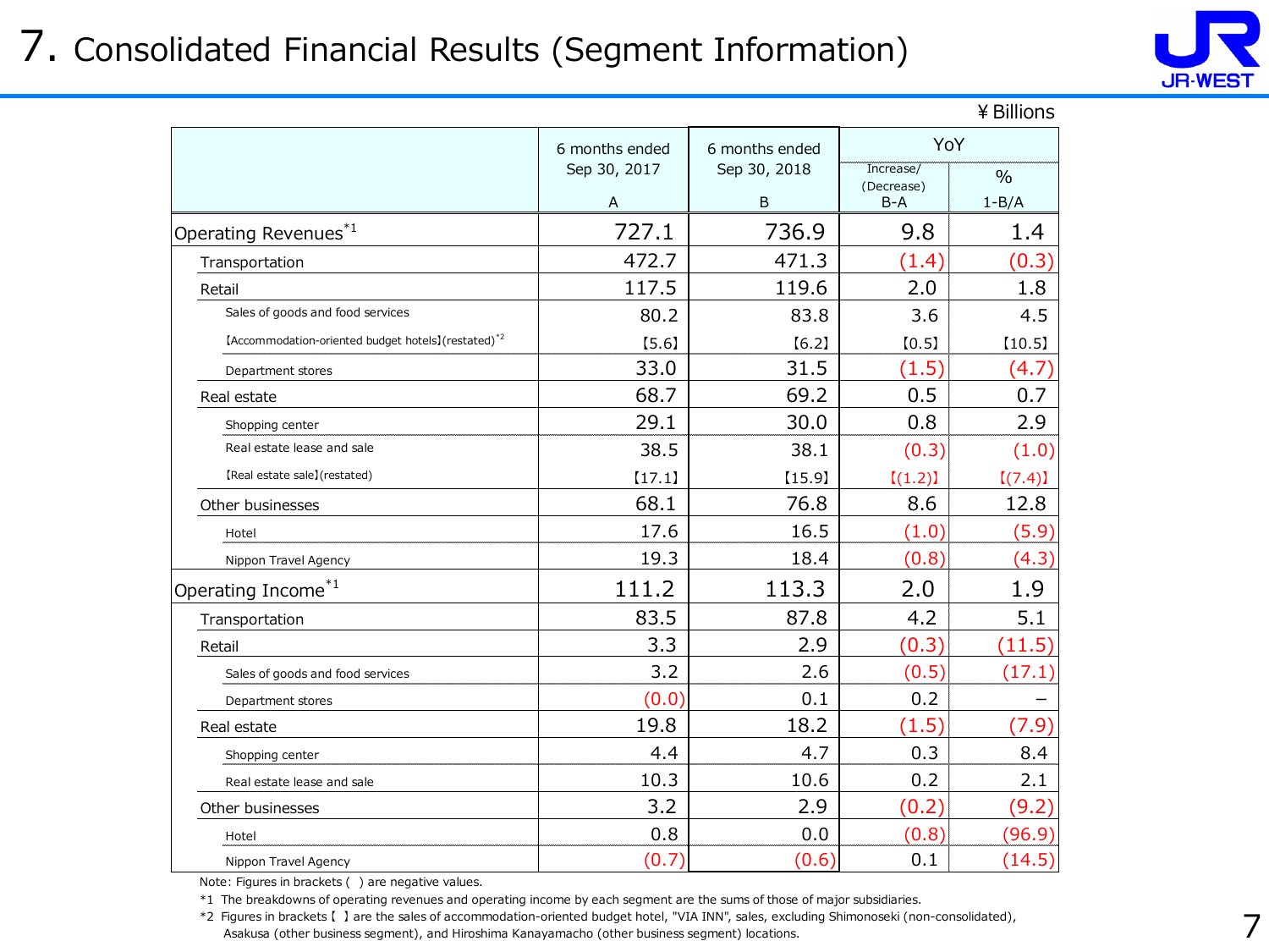# 7. Consolidated Financial Results (Segment Information)

¥ Billions

| | 6 months ended Sep 30, 2017 A | 6 months ended Sep 30, 2018 B | YoY Increase/ (Decrease) B-A | YoY % 1-B/A |
|---|---|---|---|---|
| Operating Revenues[*1] | 727.1 | 736.9 | 9.8 | 1.4 |
| Transportation | 472.7 | 471.3 | (1.4) | (0.3) |
| Retail | 117.5 | 119.6 | 2.0 | 1.8 |
| Sales of goods and food services | 80.2 | 83.8 | 3.6 | 4.5 |
| 【Accommodation-oriented budget hotels】(restated)[*2] | 【5.6】 | 【6.2】 | 【0.5】 | 【10.5】 |
| Department stores | 33.0 | 31.5 | (1.5) | (4.7) |
| Real estate | 68.7 | 69.2 | 0.5 | 0.7 |
| Shopping center | 29.1 | 30.0 | 0.8 | 2.9 |
| Real estate lease and sale | 38.5 | 38.1 | (0.3) | (1.0) |
| 【Real estate sale】(restated) | 【17.1】 | 【15.9】 | 【(1.2)】 | 【(7.4)】 |
| Other businesses | 68.1 | 76.8 | 8.6 | 12.8 |
| Hotel | 17.6 | 16.5 | (1.0) | (5.9) |
| Nippon Travel Agency | 19.3 | 18.4 | (0.8) | (4.3) |
| Operating Income[*1] | 111.2 | 113.3 | 2.0 | 1.9 |
| Transportation | 83.5 | 87.8 | 4.2 | 5.1 |
| Retail | 3.3 | 2.9 | (0.3) | (11.5) |
| Sales of goods and food services | 3.2 | 2.6 | (0.5) | (17.1) |
| Department stores | (0.0) | 0.1 | 0.2 | – |
| Real estate | 19.8 | 18.2 | (1.5) | (7.9) |
| Shopping center | 4.4 | 4.7 | 0.3 | 8.4 |
| Real estate lease and sale | 10.3 | 10.6 | 0.2 | 2.1 |
| Other businesses | 3.2 | 2.9 | (0.2) | (9.2) |
| Hotel | 0.8 | 0.0 | (0.8) | (96.9) |
| Nippon Travel Agency | (0.7) | (0.6) | 0.1 | (14.5) |

Note: Figures in brackets ( ) are negative values.

*1 The breakdowns of operating revenues and operating income by each segment are the sums of those of major subsidiaries.

*2 Figures in brackets【 】are the sales of accommodation-oriented budget hotel, "VIA INN", sales, excluding Shimonoseki (non-consolidated), Asakusa (other business segment), and Hiroshima Kanayamacho (other business segment) locations.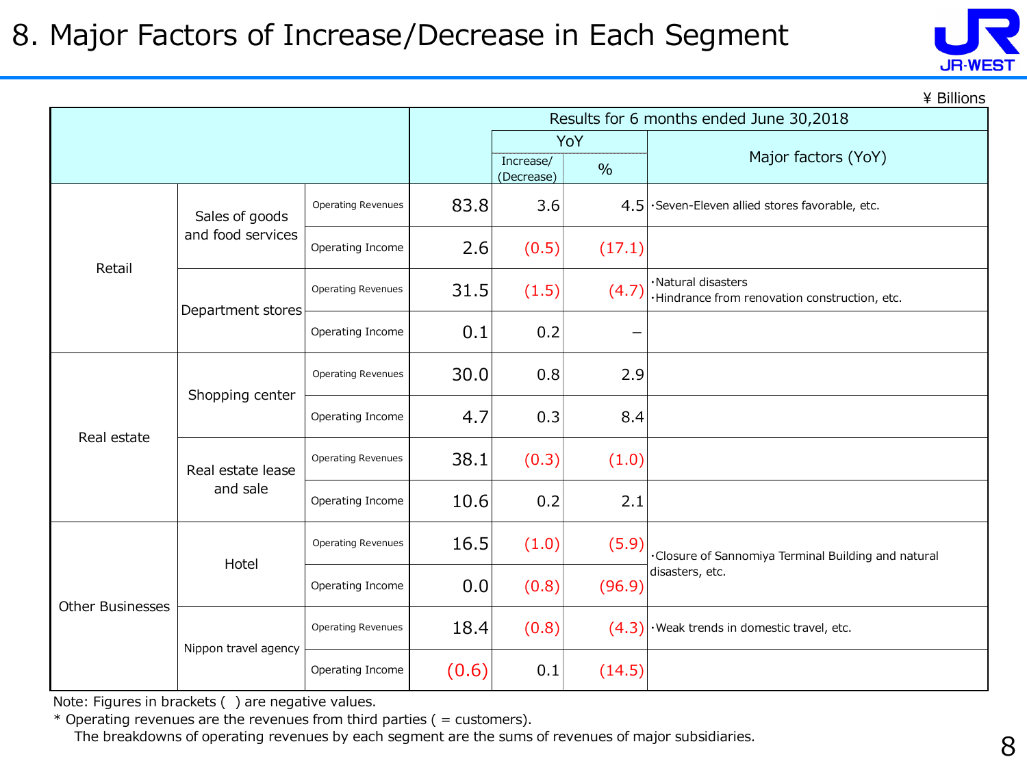# 8. Major Factors of Increase/Decrease in Each Segment

¥ Billions

| | | | Results for 6 months ended June 30,2018 | | | |
|---|---|---|---|---|---|---|
| | | | | YoY | | Major factors (YoY) |
| | | | | Increase/ (Decrease) | % | |
| Retail | Sales of goods and food services | Operating Revenues | 83.8 | 3.6 | 4.5 | ･Seven-Eleven allied stores favorable, etc. |
| | | Operating Income | 2.6 | (0.5) | (17.1) | |
| | Department stores | Operating Revenues | 31.5 | (1.5) | (4.7) | ･Natural disasters ･Hindrance from renovation construction, etc. |
| | | Operating Income | 0.1 | 0.2 | – | |
| Real estate | Shopping center | Operating Revenues | 30.0 | 0.8 | 2.9 | |
| | | Operating Income | 4.7 | 0.3 | 8.4 | |
| | Real estate lease and sale | Operating Revenues | 38.1 | (0.3) | (1.0) | |
| | | Operating Income | 10.6 | 0.2 | 2.1 | |
| Other Businesses | Hotel | Operating Revenues | 16.5 | (1.0) | (5.9) | ･Closure of Sannomiya Terminal Building and natural disasters, etc. |
| | | Operating Income | 0.0 | (0.8) | (96.9) | |
| | Nippon travel agency | Operating Revenues | 18.4 | (0.8) | (4.3) | ･Weak trends in domestic travel, etc. |
| | | Operating Income | (0.6) | 0.1 | (14.5) | |

Note: Figures in brackets ( ) are negative values.
* Operating revenues are the revenues from third parties ( = customers).
The breakdowns of operating revenues by each segment are the sums of revenues of major subsidiaries.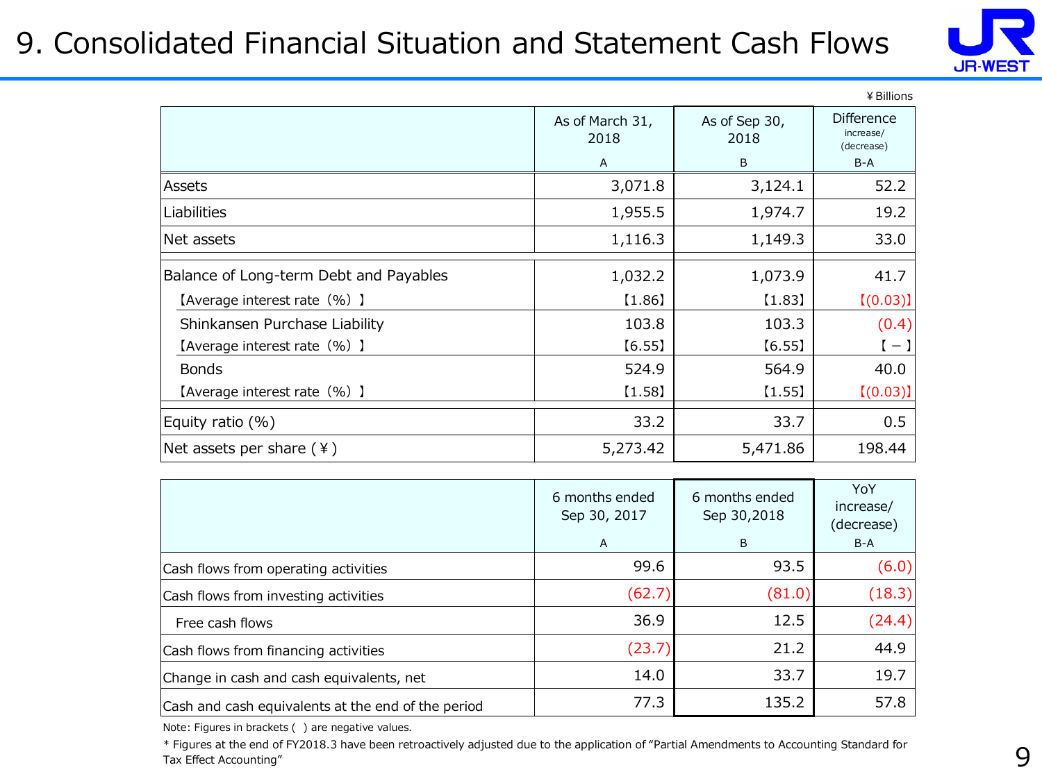# 9. Consolidated Financial Situation and Statement Cash Flows

¥Billions

| | As of March 31, 2018<br>A | As of Sep 30, 2018<br>B | Difference increase/ (decrease)<br>B-A |
|---|---|---|---|
| Assets | 3,071.8 | 3,124.1 | 52.2 |
| Liabilities | 1,955.5 | 1,974.7 | 19.2 |
| Net assets | 1,116.3 | 1,149.3 | 33.0 |
| Balance of Long-term Debt and Payables | 1,032.2 | 1,073.9 | 41.7 |
| 【Average interest rate（%）】 | 【1.86】 | 【1.83】 | 【(0.03)】 |
| Shinkansen Purchase Liability | 103.8 | 103.3 | (0.4) |
| 【Average interest rate（%）】 | 【6.55】 | 【6.55】 | 【 − 】 |
| Bonds | 524.9 | 564.9 | 40.0 |
| 【Average interest rate（%）】 | 【1.58】 | 【1.55】 | 【(0.03)】 |
| Equity ratio (%) | 33.2 | 33.7 | 0.5 |
| Net assets per share (¥) | 5,273.42 | 5,471.86 | 198.44 |

| | 6 months ended Sep 30, 2017<br>A | 6 months ended Sep 30,2018<br>B | YoY increase/ (decrease)<br>B-A |
|---|---|---|---|
| Cash flows from operating activities | 99.6 | 93.5 | (6.0) |
| Cash flows from investing activities | (62.7) | (81.0) | (18.3) |
| Free cash flows | 36.9 | 12.5 | (24.4) |
| Cash flows from financing activities | (23.7) | 21.2 | 44.9 |
| Change in cash and cash equivalents, net | 14.0 | 33.7 | 19.7 |
| Cash and cash equivalents at the end of the period | 77.3 | 135.2 | 57.8 |

Note: Figures in brackets ( ) are negative values.

* Figures at the end of FY2018.3 have been retroactively adjusted due to the application of "Partial Amendments to Accounting Standard for Tax Effect Accounting"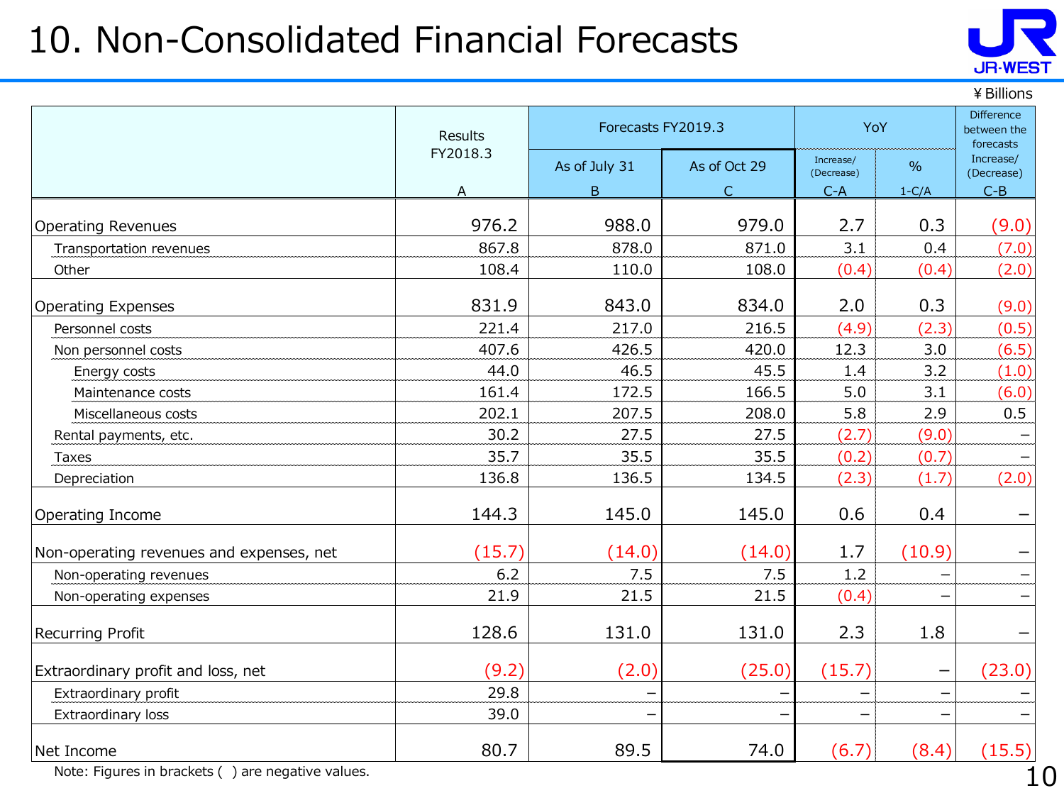# 10. Non-Consolidated Financial Forecasts

¥Billions

| | Results FY2018.3 | Forecasts FY2019.3 | | YoY | | Difference between the forecasts |
|---|---|---|---|---|---|---|
| | | As of July 31 | As of Oct 29 | Increase/(Decrease) | % | Increase/(Decrease) |
| | A | B | C | C-A | 1-C/A | C-B |
| Operating Revenues | 976.2 | 988.0 | 979.0 | 2.7 | 0.3 | (9.0) |
| Transportation revenues | 867.8 | 878.0 | 871.0 | 3.1 | 0.4 | (7.0) |
| Other | 108.4 | 110.0 | 108.0 | (0.4) | (0.4) | (2.0) |
| Operating Expenses | 831.9 | 843.0 | 834.0 | 2.0 | 0.3 | (9.0) |
| Personnel costs | 221.4 | 217.0 | 216.5 | (4.9) | (2.3) | (0.5) |
| Non personnel costs | 407.6 | 426.5 | 420.0 | 12.3 | 3.0 | (6.5) |
| Energy costs | 44.0 | 46.5 | 45.5 | 1.4 | 3.2 | (1.0) |
| Maintenance costs | 161.4 | 172.5 | 166.5 | 5.0 | 3.1 | (6.0) |
| Miscellaneous costs | 202.1 | 207.5 | 208.0 | 5.8 | 2.9 | 0.5 |
| Rental payments, etc. | 30.2 | 27.5 | 27.5 | (2.7) | (9.0) | – |
| Taxes | 35.7 | 35.5 | 35.5 | (0.2) | (0.7) | – |
| Depreciation | 136.8 | 136.5 | 134.5 | (2.3) | (1.7) | (2.0) |
| Operating Income | 144.3 | 145.0 | 145.0 | 0.6 | 0.4 | – |
| Non-operating revenues and expenses, net | (15.7) | (14.0) | (14.0) | 1.7 | (10.9) | – |
| Non-operating revenues | 6.2 | 7.5 | 7.5 | 1.2 | – | – |
| Non-operating expenses | 21.9 | 21.5 | 21.5 | (0.4) | – | – |
| Recurring Profit | 128.6 | 131.0 | 131.0 | 2.3 | 1.8 | – |
| Extraordinary profit and loss, net | (9.2) | (2.0) | (25.0) | (15.7) | – | (23.0) |
| Extraordinary profit | 29.8 | – | – | – | – | – |
| Extraordinary loss | 39.0 | – | – | – | – | – |
| Net Income | 80.7 | 89.5 | 74.0 | (6.7) | (8.4) | (15.5) |

Note: Figures in brackets ( ) are negative values.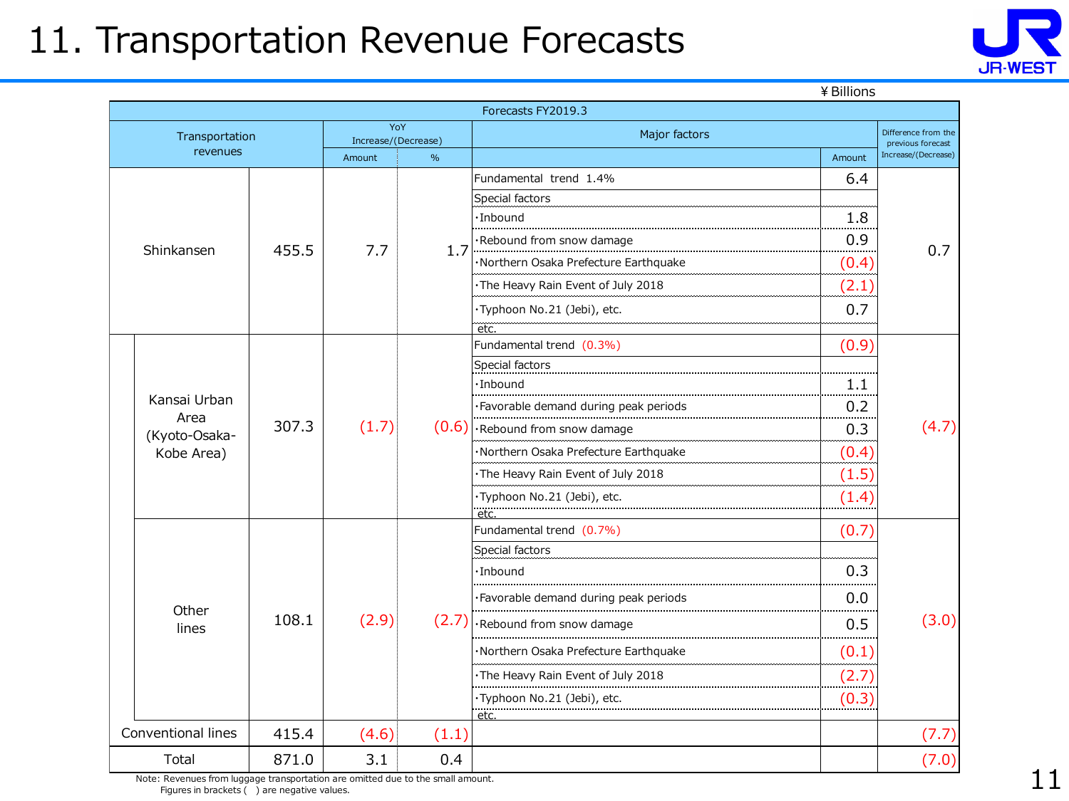# 11. Transportation Revenue Forecasts

¥Billions

| Transportation revenues | | Forecasts FY2019.3 | YoY Increase/(Decrease) Amount | YoY Increase/(Decrease) % | Major factors | Amount | Difference from the previous forecast Increase/(Decrease) |
|---|---|---|---|---|---|---|---|
| Shinkansen | | 455.5 | 7.7 | 1.7 | Fundamental trend 1.4% | 6.4 | 0.7 |
| | | | | | Special factors | | |
| | | | | | ･Inbound | 1.8 | |
| | | | | | ･Rebound from snow damage | 0.9 | |
| | | | | | ･Northern Osaka Prefecture Earthquake | (0.4) | |
| | | | | | ･The Heavy Rain Event of July 2018 | (2.1) | |
| | | | | | ･Typhoon No.21 (Jebi), etc. | 0.7 | |
| | | | | | etc. | | |
| | Kansai Urban Area (Kyoto-Osaka-Kobe Area) | 307.3 | (1.7) | (0.6) | Fundamental trend (0.3%) | (0.9) | (4.7) |
| | | | | | Special factors | | |
| | | | | | ･Inbound | 1.1 | |
| | | | | | ･Favorable demand during peak periods | 0.2 | |
| | | | | | ･Rebound from snow damage | 0.3 | |
| | | | | | ･Northern Osaka Prefecture Earthquake | (0.4) | |
| | | | | | ･The Heavy Rain Event of July 2018 | (1.5) | |
| | | | | | ･Typhoon No.21 (Jebi), etc. | (1.4) | |
| | | | | | etc. | | |
| | Other lines | 108.1 | (2.9) | (2.7) | Fundamental trend (0.7%) | (0.7) | (3.0) |
| | | | | | Special factors | | |
| | | | | | ･Inbound | 0.3 | |
| | | | | | ･Favorable demand during peak periods | 0.0 | |
| | | | | | ･Rebound from snow damage | 0.5 | |
| | | | | | ･Northern Osaka Prefecture Earthquake | (0.1) | |
| | | | | | ･The Heavy Rain Event of July 2018 | (2.7) | |
| | | | | | ･Typhoon No.21 (Jebi), etc. | (0.3) | |
| | | | | | etc. | | |
| Conventional lines | | 415.4 | (4.6) | (1.1) | | | (7.7) |
| Total | | 871.0 | 3.1 | 0.4 | | | (7.0) |

Note: Revenues from luggage transportation are omitted due to the small amount.
Figures in brackets ( ) are negative values.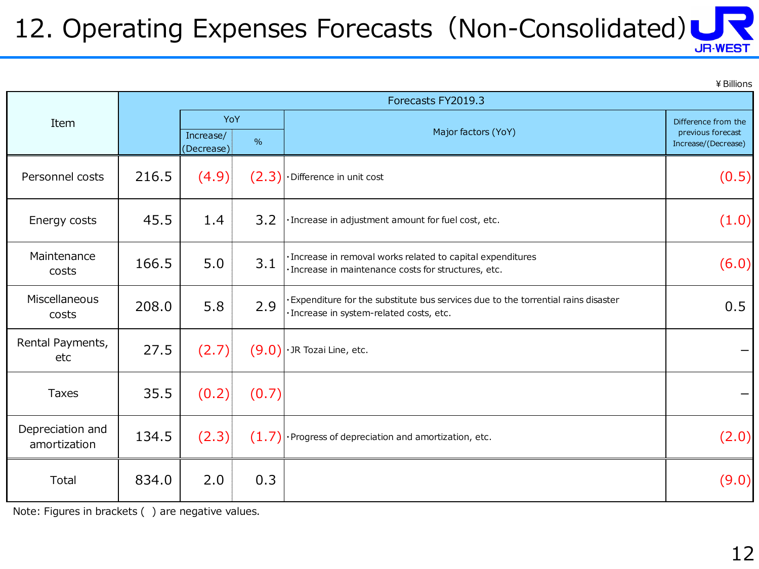# 12. Operating Expenses Forecasts（Non-Consolidated）

¥Billions

| Item | Forecasts FY2019.3 | | | | |
|---|---|---|---|---|---|
| | | YoY | | Major factors (YoY) | Difference from the previous forecast Increase/(Decrease) |
| | | Increase/(Decrease) | % | | |
| Personnel costs | 216.5 | (4.9) | (2.3) | ・Difference in unit cost | (0.5) |
| Energy costs | 45.5 | 1.4 | 3.2 | ・Increase in adjustment amount for fuel cost, etc. | (1.0) |
| Maintenance costs | 166.5 | 5.0 | 3.1 | ・Increase in removal works related to capital expenditures<br>・Increase in maintenance costs for structures, etc. | (6.0) |
| Miscellaneous costs | 208.0 | 5.8 | 2.9 | ・Expenditure for the substitute bus services due to the torrential rains disaster<br>・Increase in system-related costs, etc. | 0.5 |
| Rental Payments, etc | 27.5 | (2.7) | (9.0) | ・JR Tozai Line, etc. | – |
| Taxes | 35.5 | (0.2) | (0.7) | | – |
| Depreciation and amortization | 134.5 | (2.3) | (1.7) | ・Progress of depreciation and amortization, etc. | (2.0) |
| Total | 834.0 | 2.0 | 0.3 | | (9.0) |

Note: Figures in brackets ( ) are negative values.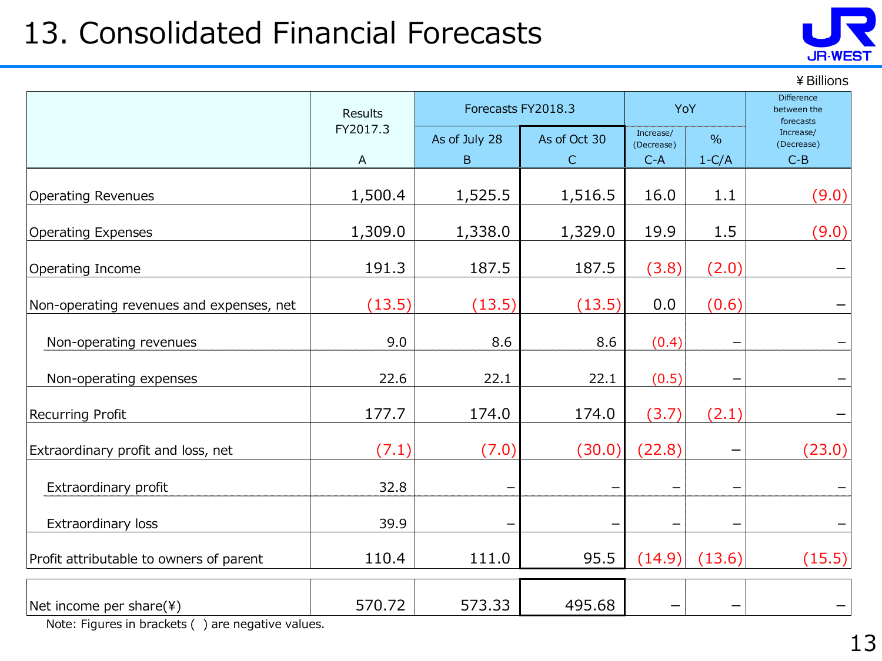# 13. Consolidated Financial Forecasts

¥Billions

| | Results FY2017.3 | Forecasts FY2018.3 | | YoY | | Difference between the forecasts Increase/(Decrease) |
|---|---|---|---|---|---|---|
| | | As of July 28 | As of Oct 30 | Increase/(Decrease) | % | |
| | A | B | C | C-A | 1-C/A | C-B |
| Operating Revenues | 1,500.4 | 1,525.5 | 1,516.5 | 16.0 | 1.1 | (9.0) |
| Operating Expenses | 1,309.0 | 1,338.0 | 1,329.0 | 19.9 | 1.5 | (9.0) |
| Operating Income | 191.3 | 187.5 | 187.5 | (3.8) | (2.0) | – |
| Non-operating revenues and expenses, net | (13.5) | (13.5) | (13.5) | 0.0 | (0.6) | – |
| Non-operating revenues | 9.0 | 8.6 | 8.6 | (0.4) | – | – |
| Non-operating expenses | 22.6 | 22.1 | 22.1 | (0.5) | – | – |
| Recurring Profit | 177.7 | 174.0 | 174.0 | (3.7) | (2.1) | – |
| Extraordinary profit and loss, net | (7.1) | (7.0) | (30.0) | (22.8) | – | (23.0) |
| Extraordinary profit | 32.8 | – | – | – | – | – |
| Extraordinary loss | 39.9 | – | – | – | – | – |
| Profit attributable to owners of parent | 110.4 | 111.0 | 95.5 | (14.9) | (13.6) | (15.5) |
| Net income per share(¥) | 570.72 | 573.33 | 495.68 | – | – | – |

Note: Figures in brackets ( ) are negative values.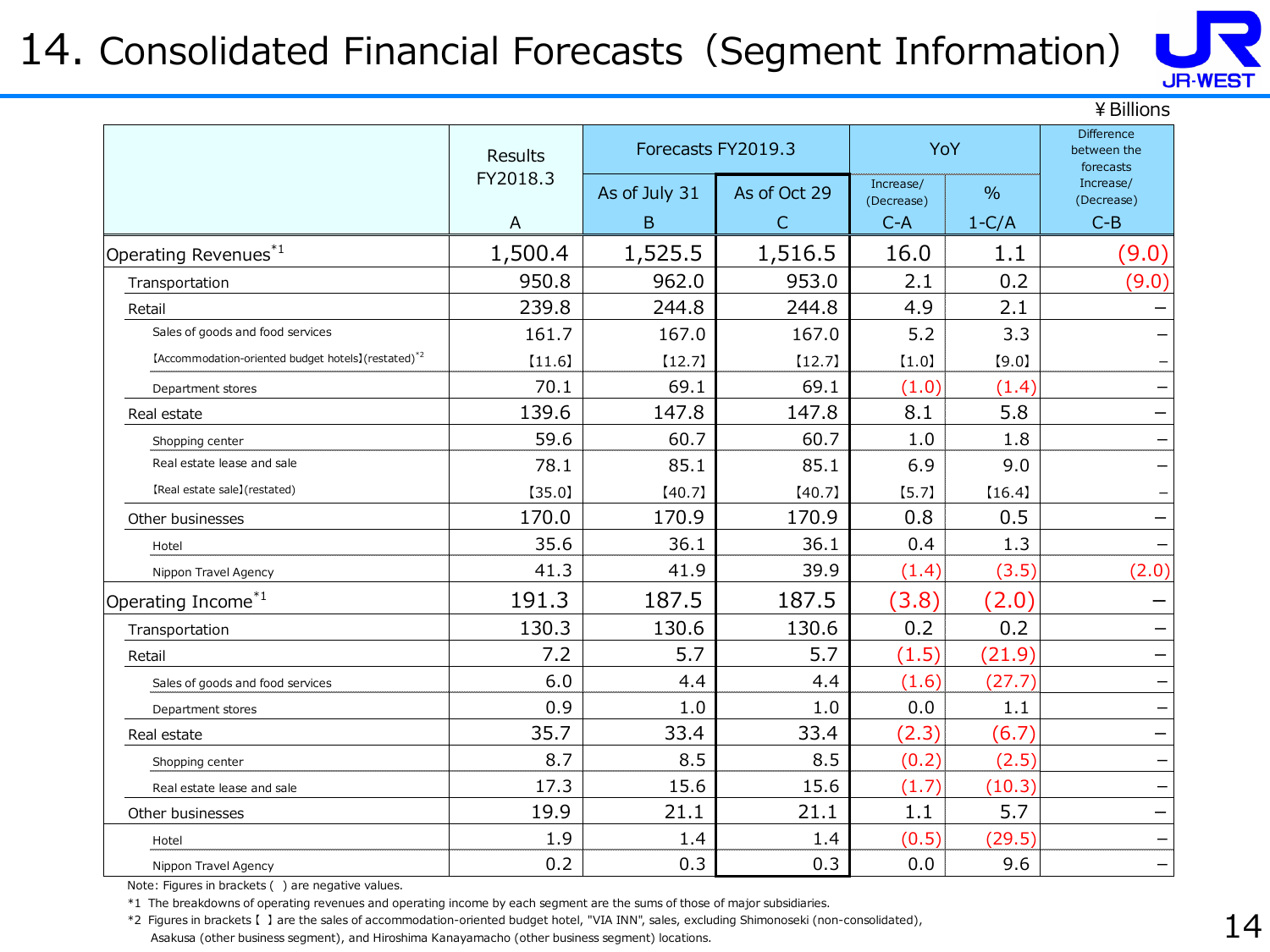# 14. Consolidated Financial Forecasts (Segment Information)

¥Billions

| | Results FY2018.3 | Forecasts FY2019.3 | | YoY | | Difference between the forecasts |
|---|---|---|---|---|---|---|
| | | As of July 31 | As of Oct 29 | Increase/ (Decrease) | % | Increase/ (Decrease) |
| | A | B | C | C-A | 1-C/A | C-B |
| Operating Revenues[*1] | 1,500.4 | 1,525.5 | 1,516.5 | 16.0 | 1.1 | (9.0) |
| Transportation | 950.8 | 962.0 | 953.0 | 2.1 | 0.2 | (9.0) |
| Retail | 239.8 | 244.8 | 244.8 | 4.9 | 2.1 | – |
| Sales of goods and food services | 161.7 | 167.0 | 167.0 | 5.2 | 3.3 | – |
| 【Accommodation-oriented budget hotels】(restated)[*2] | 【11.6】 | 【12.7】 | 【12.7】 | 【1.0】 | 【9.0】 | – |
| Department stores | 70.1 | 69.1 | 69.1 | (1.0) | (1.4) | – |
| Real estate | 139.6 | 147.8 | 147.8 | 8.1 | 5.8 | – |
| Shopping center | 59.6 | 60.7 | 60.7 | 1.0 | 1.8 | – |
| Real estate lease and sale | 78.1 | 85.1 | 85.1 | 6.9 | 9.0 | – |
| 【Real estate sale】(restated) | 【35.0】 | 【40.7】 | 【40.7】 | 【5.7】 | 【16.4】 | – |
| Other businesses | 170.0 | 170.9 | 170.9 | 0.8 | 0.5 | – |
| Hotel | 35.6 | 36.1 | 36.1 | 0.4 | 1.3 | – |
| Nippon Travel Agency | 41.3 | 41.9 | 39.9 | (1.4) | (3.5) | (2.0) |
| Operating Income[*1] | 191.3 | 187.5 | 187.5 | (3.8) | (2.0) | – |
| Transportation | 130.3 | 130.6 | 130.6 | 0.2 | 0.2 | – |
| Retail | 7.2 | 5.7 | 5.7 | (1.5) | (21.9) | – |
| Sales of goods and food services | 6.0 | 4.4 | 4.4 | (1.6) | (27.7) | – |
| Department stores | 0.9 | 1.0 | 1.0 | 0.0 | 1.1 | – |
| Real estate | 35.7 | 33.4 | 33.4 | (2.3) | (6.7) | – |
| Shopping center | 8.7 | 8.5 | 8.5 | (0.2) | (2.5) | – |
| Real estate lease and sale | 17.3 | 15.6 | 15.6 | (1.7) | (10.3) | – |
| Other businesses | 19.9 | 21.1 | 21.1 | 1.1 | 5.7 | – |
| Hotel | 1.9 | 1.4 | 1.4 | (0.5) | (29.5) | – |
| Nippon Travel Agency | 0.2 | 0.3 | 0.3 | 0.0 | 9.6 | – |

Note: Figures in brackets ( ) are negative values.

*1 The breakdowns of operating revenues and operating income by each segment are the sums of those of major subsidiaries.

*2 Figures in brackets【 】are the sales of accommodation-oriented budget hotel, "VIA INN", sales, excluding Shimonoseki (non-consolidated), Asakusa (other business segment), and Hiroshima Kanayamacho (other business segment) locations.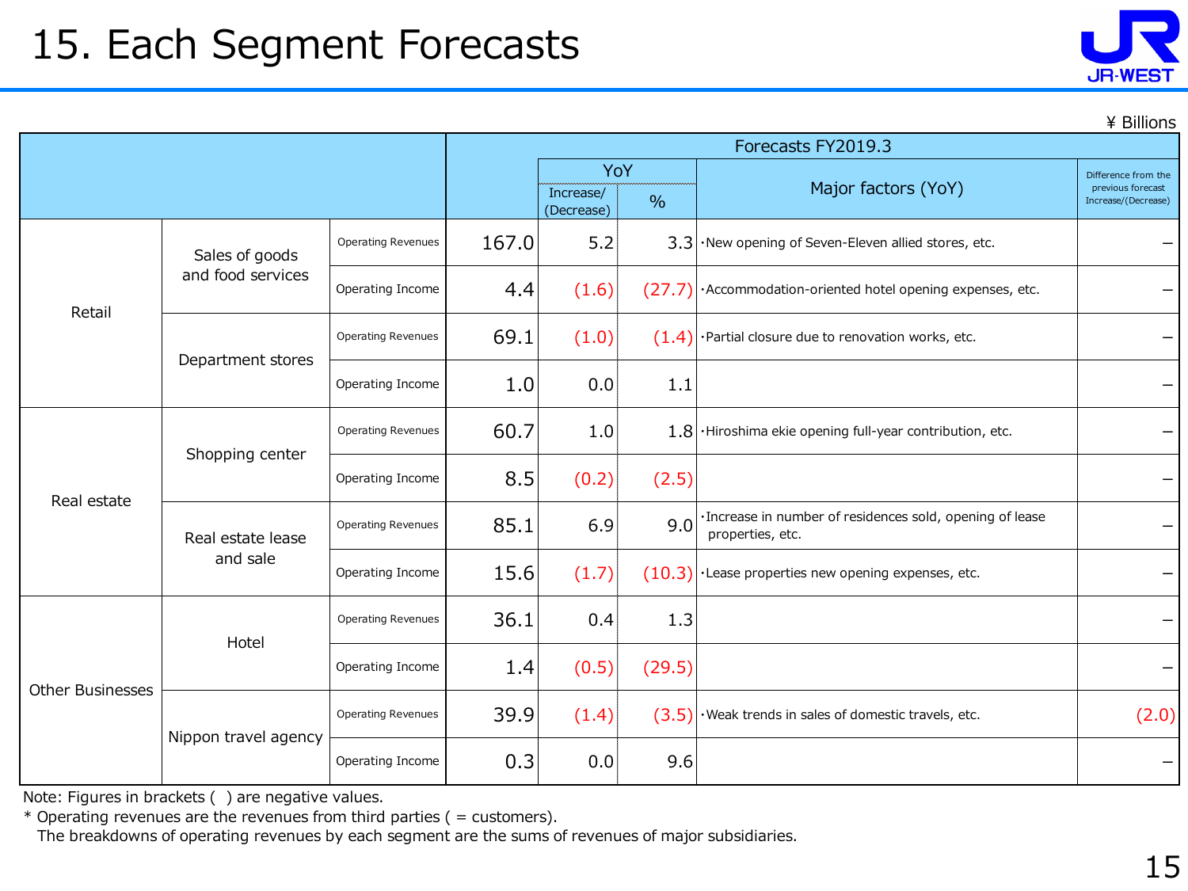# 15. Each Segment Forecasts

¥ Billions

| | | | Forecasts FY2019.3 | | | | |
|---|---|---|---|---|---|---|---|
| | | | | YoY | | Major factors (YoY) | Difference from the previous forecast Increase/(Decrease) |
| | | | | Increase/ (Decrease) | % | | |
| Retail | Sales of goods and food services | Operating Revenues | 167.0 | 5.2 | 3.3 | ･New opening of Seven-Eleven allied stores, etc. | – |
| | | Operating Income | 4.4 | (1.6) | (27.7) | ･Accommodation-oriented hotel opening expenses, etc. | – |
| | Department stores | Operating Revenues | 69.1 | (1.0) | (1.4) | ･Partial closure due to renovation works, etc. | – |
| | | Operating Income | 1.0 | 0.0 | 1.1 | | – |
| Real estate | Shopping center | Operating Revenues | 60.7 | 1.0 | 1.8 | ･Hiroshima ekie opening full-year contribution, etc. | – |
| | | Operating Income | 8.5 | (0.2) | (2.5) | | – |
| | Real estate lease and sale | Operating Revenues | 85.1 | 6.9 | 9.0 | ･Increase in number of residences sold, opening of lease properties, etc. | – |
| | | Operating Income | 15.6 | (1.7) | (10.3) | ･Lease properties new opening expenses, etc. | – |
| Other Businesses | Hotel | Operating Revenues | 36.1 | 0.4 | 1.3 | | – |
| | | Operating Income | 1.4 | (0.5) | (29.5) | | – |
| | Nippon travel agency | Operating Revenues | 39.9 | (1.4) | (3.5) | ･Weak trends in sales of domestic travels, etc. | (2.0) |
| | | Operating Income | 0.3 | 0.0 | 9.6 | | – |

Note: Figures in brackets ( ) are negative values.

* Operating revenues are the revenues from third parties ( = customers).
  The breakdowns of operating revenues by each segment are the sums of revenues of major subsidiaries.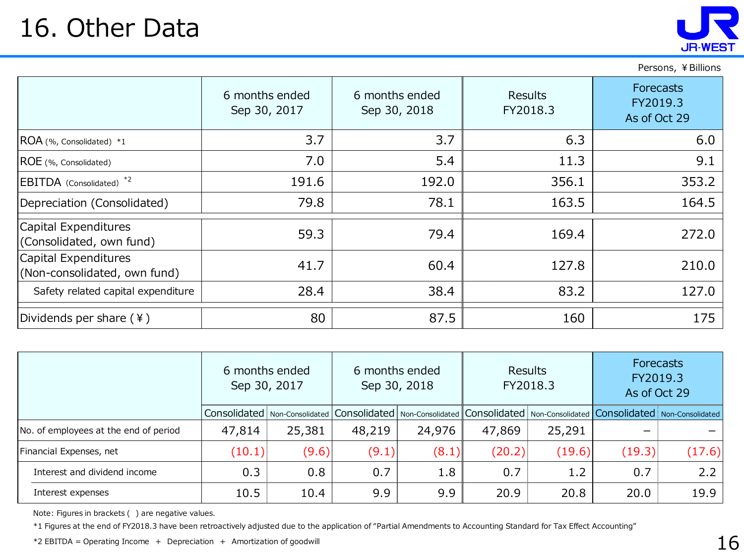# 16. Other Data

Persons, ¥Billions

| | 6 months ended Sep 30, 2017 | 6 months ended Sep 30, 2018 | Results FY2018.3 | Forecasts FY2019.3 As of Oct 29 |
|---|---|---|---|---|
| ROA (%, Consolidated) *1 | 3.7 | 3.7 | 6.3 | 6.0 |
| ROE (%, Consolidated) | 7.0 | 5.4 | 11.3 | 9.1 |
| EBITDA (Consolidated) *2 | 191.6 | 192.0 | 356.1 | 353.2 |
| Depreciation (Consolidated) | 79.8 | 78.1 | 163.5 | 164.5 |
| Capital Expenditures (Consolidated, own fund) | 59.3 | 79.4 | 169.4 | 272.0 |
| Capital Expenditures (Non-consolidated, own fund) | 41.7 | 60.4 | 127.8 | 210.0 |
| Safety related capital expenditure | 28.4 | 38.4 | 83.2 | 127.0 |
| Dividends per share (¥) | 80 | 87.5 | 160 | 175 |

| | 6 months ended Sep 30, 2017 | | 6 months ended Sep 30, 2018 | | Results FY2018.3 | | Forecasts FY2019.3 As of Oct 29 | |
|---|---|---|---|---|---|---|---|---|
| | Consolidated | Non-Consolidated | Consolidated | Non-Consolidated | Consolidated | Non-Consolidated | Consolidated | Non-Consolidated |
| No. of employees at the end of period | 47,814 | 25,381 | 48,219 | 24,976 | 47,869 | 25,291 | – | – |
| Financial Expenses, net | (10.1) | (9.6) | (9.1) | (8.1) | (20.2) | (19.6) | (19.3) | (17.6) |
| Interest and dividend income | 0.3 | 0.8 | 0.7 | 1.8 | 0.7 | 1.2 | 0.7 | 2.2 |
| Interest expenses | 10.5 | 10.4 | 9.9 | 9.9 | 20.9 | 20.8 | 20.0 | 19.9 |

Note: Figures in brackets ( ) are negative values.

*1 Figures at the end of FY2018.3 have been retroactively adjusted due to the application of "Partial Amendments to Accounting Standard for Tax Effect Accounting"

*2 EBITDA = Operating Income + Depreciation + Amortization of goodwill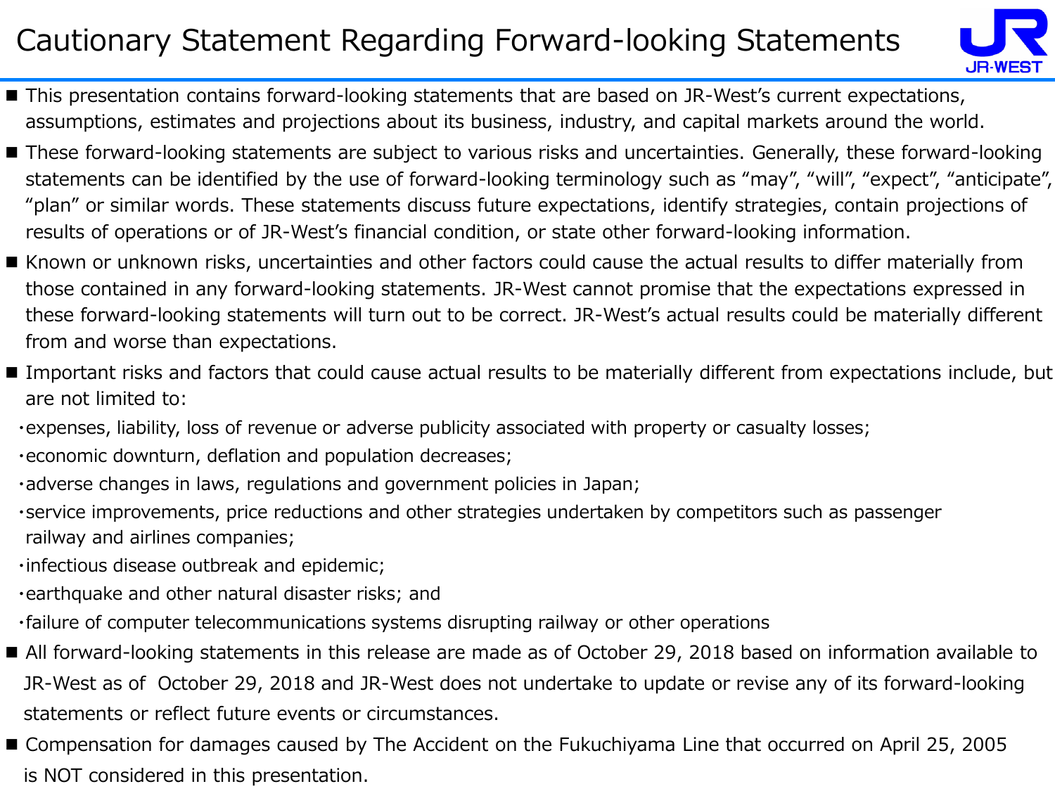# Cautionary Statement Regarding Forward-looking Statements

- This presentation contains forward-looking statements that are based on JR-West's current expectations, assumptions, estimates and projections about its business, industry, and capital markets around the world.
- These forward-looking statements are subject to various risks and uncertainties. Generally, these forward-looking statements can be identified by the use of forward-looking terminology such as "may", "will", "expect", "anticipate", "plan" or similar words. These statements discuss future expectations, identify strategies, contain projections of results of operations or of JR-West's financial condition, or state other forward-looking information.
- Known or unknown risks, uncertainties and other factors could cause the actual results to differ materially from those contained in any forward-looking statements. JR-West cannot promise that the expectations expressed in these forward-looking statements will turn out to be correct. JR-West's actual results could be materially different from and worse than expectations.
- Important risks and factors that could cause actual results to be materially different from expectations include, but are not limited to:
  - expenses, liability, loss of revenue or adverse publicity associated with property or casualty losses;
  - economic downturn, deflation and population decreases;
  - adverse changes in laws, regulations and government policies in Japan;
  - service improvements, price reductions and other strategies undertaken by competitors such as passenger railway and airlines companies;
  - infectious disease outbreak and epidemic;
  - earthquake and other natural disaster risks; and
  - failure of computer telecommunications systems disrupting railway or other operations
- All forward-looking statements in this release are made as of October 29, 2018 based on information available to JR-West as of October 29, 2018 and JR-West does not undertake to update or revise any of its forward-looking statements or reflect future events or circumstances.
- Compensation for damages caused by The Accident on the Fukuchiyama Line that occurred on April 25, 2005 is NOT considered in this presentation.